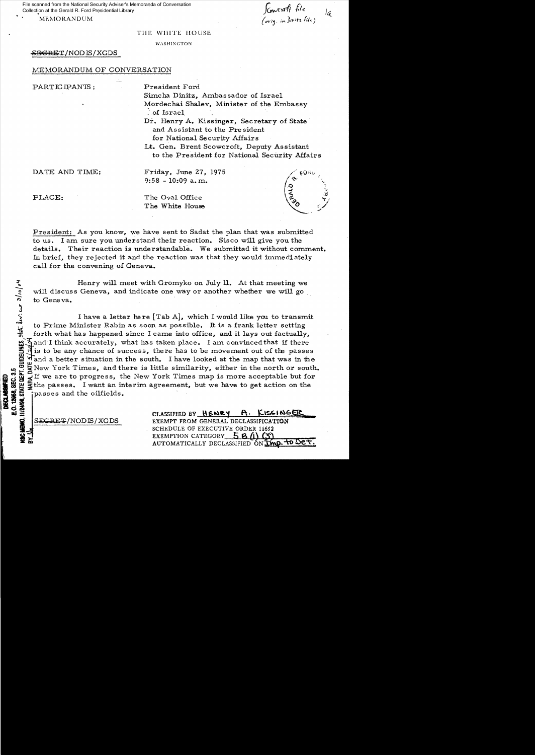File scanned from the National Security Adviser's Memoranda of Conversation Collection at the Gerald R. Ford Presidential Library

MEMORANDUM

Scowcroft file (orig. in Dinitz file)

THE WHITE HOUSE

WASHINGTON

~~SECRET~~/NODIS/XGDS

MEMORANDUM OF CONVERSATION

PARTICIPANTS: President Ford
Simcha Dinitz, Ambassador of Israel
Mordechai Shalev, Minister of the Embassy of Israel
Dr. Henry A. Kissinger, Secretary of State and Assistant to the President for National Security Affairs
Lt. Gen. Brent Scowcroft, Deputy Assistant to the President for National Security Affairs

DATE AND TIME: Friday, June 27, 1975
9:58 - 10:09 a.m.

PLACE: The Oval Office
The White House

President: As you know, we have sent to Sadat the plan that was submitted to us. I am sure you understand their reaction. Sisco will give you the details. Their reaction is understandable. We submitted it without comment. In brief, they rejected it and the reaction was that they would immediately call for the convening of Geneva.

Henry will meet with Gromyko on July 11. At that meeting we will discuss Geneva, and indicate one way or another whether we will go to Geneva.

I have a letter here [Tab A], which I would like you to transmit to Prime Minister Rabin as soon as possible. It is a frank letter setting forth what has happened since I came into office, and it lays out factually, and I think accurately, what has taken place. I am convinced that if there is to be any chance of success, there has to be movement out of the passes and a better situation in the south. I have looked at the map that was in the New York Times, and there is little similarity, either in the north or south. If we are to progress, the New York Times map is more acceptable but for the passes. I want an interim agreement, but we have to get action on the passes and the oilfields.

DECLASSIFIED
E.O. 12958, SEC. 3.5
NSC MEMO, 11/24/98, STATE DEPT. GUIDELINES, State Dev. 3/10/04
BY ___ NARA, DATE 5/___/04

~~SECRET~~/NODIS/XGDS

CLASSIFIED BY HENRY A. KISSINGER
EXEMPT FROM GENERAL DECLASSIFICATION
SCHEDULE OF EXECUTIVE ORDER 11652
EXEMPTION CATEGORY 5 B (1) (3)
AUTOMATICALLY DECLASSIFIED ON Imp. to Det.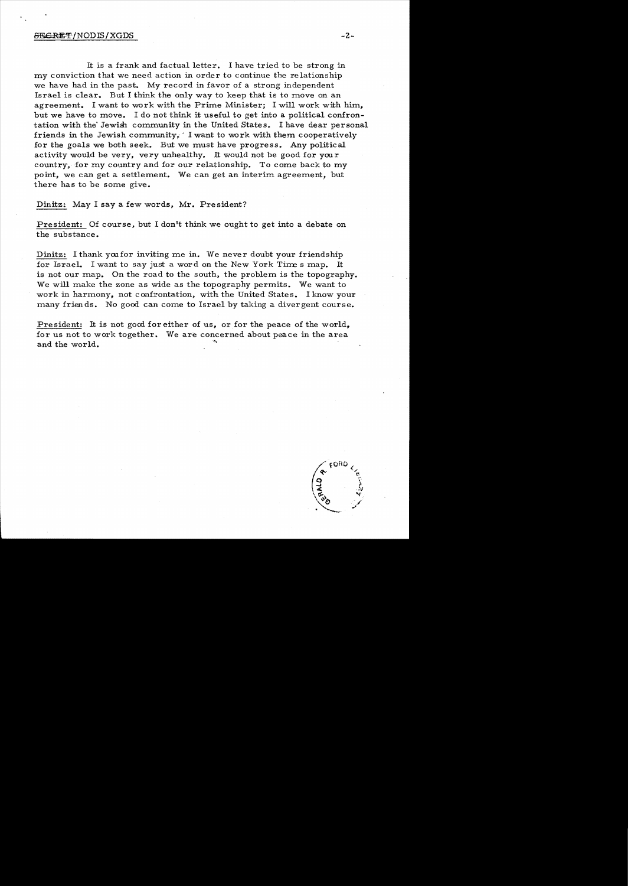It is a frank and factual letter. I have tried to be strong in my conviction that we need action in order to continue the relationship we have had in the past. My record in favor of a strong independent Israel is clear. But I think the only way to keep that is to move on an agreement. I want to work with the Prime Minister; I will work with him, but we have to move. I do not think it useful to get into a political confrontation with the Jewish community in the United States. I have dear personal friends in the Jewish community. I want to work with them cooperatively for the goals we both seek. But we must have progress. Any political activity would be very, very unhealthy. It would not be good for your country, for my country and for our relationship. To come back to my point, we can get a settlement. We can get an interim agreement, but there has to be some give.

Dinitz: May I say a few words, Mr. President?

President: Of course, but I don't think we ought to get into a debate on the substance.

Dinitz: I thank you for inviting me in. We never doubt your friendship for Israel. I want to say just a word on the New York Times map. It is not our map. On the road to the south, the problem is the topography. We will make the zone as wide as the topography permits. We want to work in harmony, not confrontation, with the United States. I know your many friends. No good can come to Israel by taking a divergent course.

President: It is not good for either of us, or for the peace of the world, for us not to work together. We are concerned about peace in the area and the world.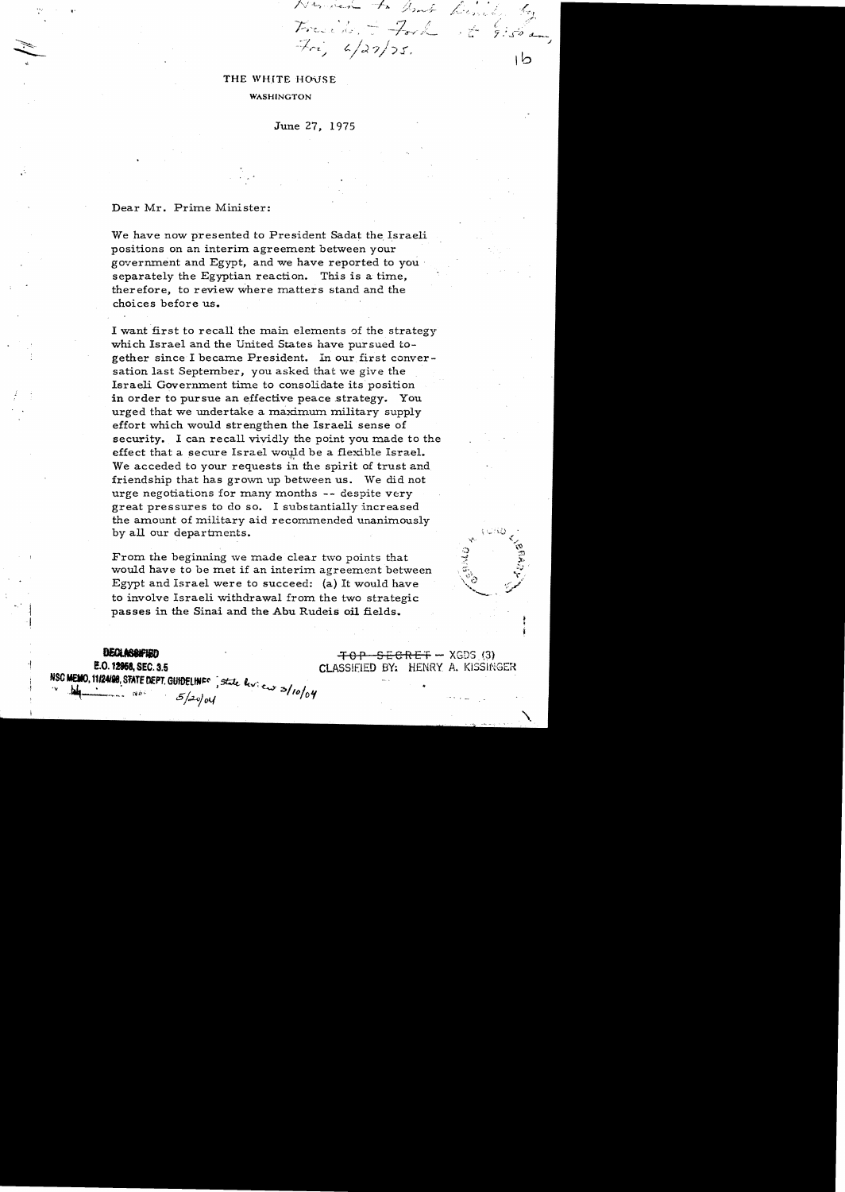Given to Amb. Dinitz by President Ford at 9:50 am, Fri, 6/27/75.

16

THE WHITE HOUSE

WASHINGTON

June 27, 1975

Dear Mr. Prime Minister:

We have now presented to President Sadat the Israeli positions on an interim agreement between your government and Egypt, and we have reported to you separately the Egyptian reaction. This is a time, therefore, to review where matters stand and the choices before us.

I want first to recall the main elements of the strategy which Israel and the United States have pursued together since I became President. In our first conversation last September, you asked that we give the Israeli Government time to consolidate its position in order to pursue an effective peace strategy. You urged that we undertake a maximum military supply effort which would strengthen the Israeli sense of security. I can recall vividly the point you made to the effect that a secure Israel would be a flexible Israel. We acceded to your requests in the spirit of trust and friendship that has grown up between us. We did not urge negotiations for many months -- despite very great pressures to do so. I substantially increased the amount of military aid recommended unanimously by all our departments.

From the beginning we made clear two points that would have to be met if an interim agreement between Egypt and Israel were to succeed: (a) It would have to involve Israeli withdrawal from the two strategic passes in the Sinai and the Abu Rudeis oil fields.

DECLASSIFIED
E.O. 12958, SEC. 3.5
NSC MEMO, 11/24/98, STATE DEPT. GUIDELINES, State Review 3/10/04
BY ___ NARA, DATE 5/20/04

~~TOP SECRET~~ – XGDS (3)
CLASSIFIED BY: HENRY A. KISSINGER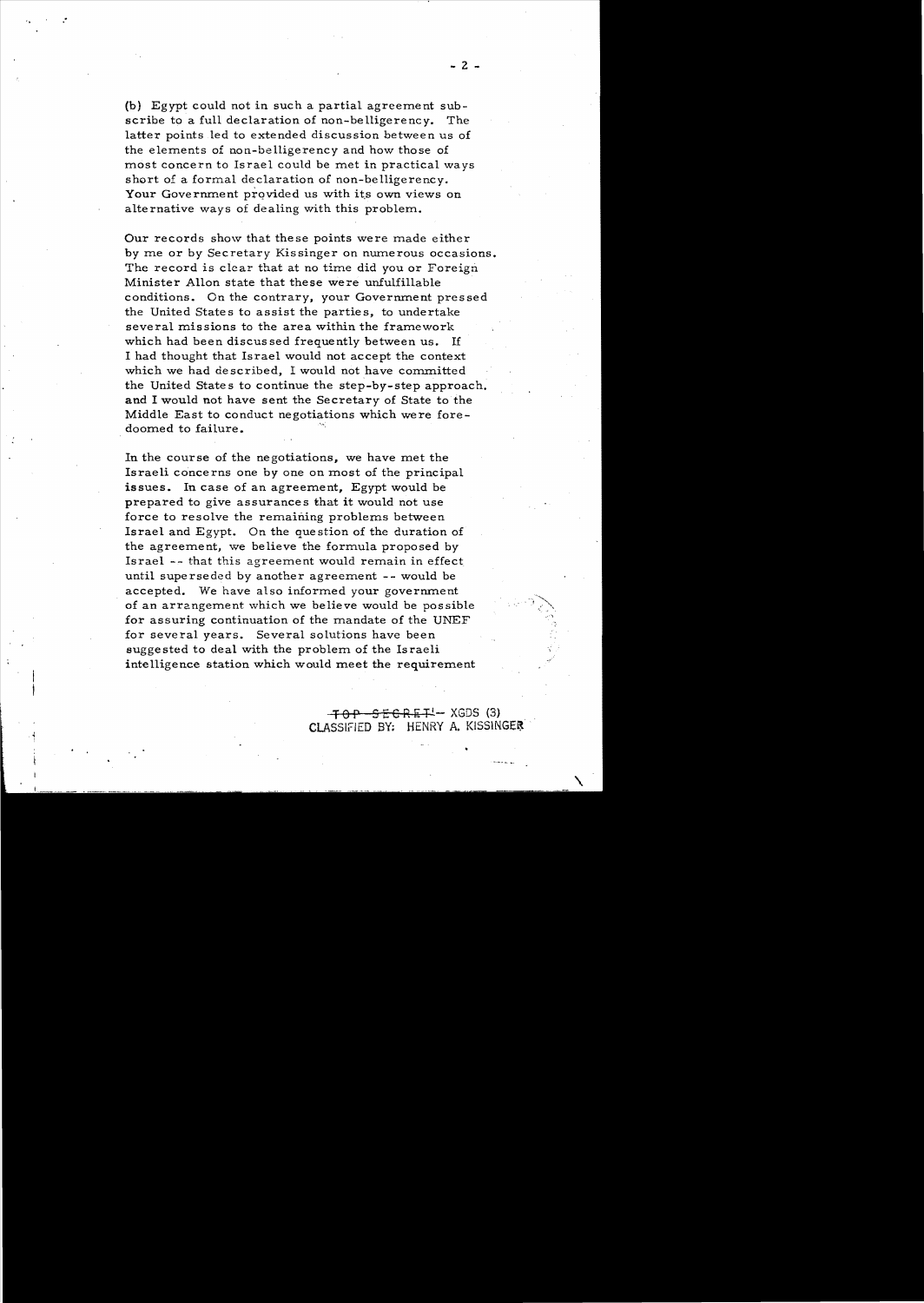(b) Egypt could not in such a partial agreement subscribe to a full declaration of non-belligerency. The latter points led to extended discussion between us of the elements of non-belligerency and how those of most concern to Israel could be met in practical ways short of a formal declaration of non-belligerency. Your Government provided us with its own views on alternative ways of dealing with this problem.

Our records show that these points were made either by me or by Secretary Kissinger on numerous occasions. The record is clear that at no time did you or Foreign Minister Allon state that these were unfulfillable conditions. On the contrary, your Government pressed the United States to assist the parties, to undertake several missions to the area within the framework which had been discussed frequently between us. If I had thought that Israel would not accept the context which we had described, I would not have committed the United States to continue the step-by-step approach, and I would not have sent the Secretary of State to the Middle East to conduct negotiations which were foredoomed to failure.

In the course of the negotiations, we have met the Israeli concerns one by one on most of the principal issues. In case of an agreement, Egypt would be prepared to give assurances that it would not use force to resolve the remaining problems between Israel and Egypt. On the question of the duration of the agreement, we believe the formula proposed by Israel -- that this agreement would remain in effect until superseded by another agreement -- would be accepted. We have also informed your government of an arrangement which we believe would be possible for assuring continuation of the mandate of the UNEF for several years. Several solutions have been suggested to deal with the problem of the Israeli intelligence station which would meet the requirement

~~TOP SECRET~~ -- XGDS (3)
CLASSIFIED BY: HENRY A. KISSINGER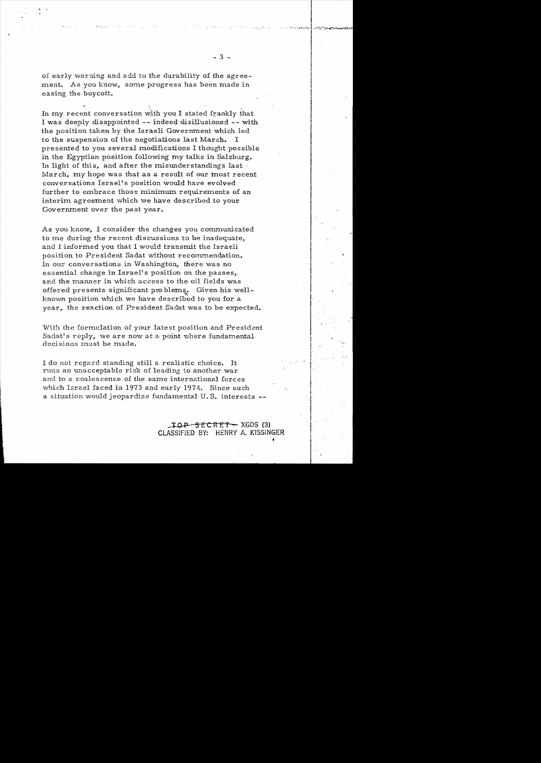of early warning and add to the durability of the agreement. As you know, some progress has been made in easing the boycott.

In my recent conversation with you I stated frankly that I was deeply disappointed -- indeed disillusioned -- with the position taken by the Israeli Government which led to the suspension of the negotiations last March. I presented to you several modifications I thought possible in the Egyptian position following my talks in Salzburg. In light of this, and after the misunderstandings last March, my hope was that as a result of our most recent conversations Israel's position would have evolved further to embrace those minimum requirements of an interim agreement which we have described to your Government over the past year.

As you know, I consider the changes you communicated to me during the recent discussions to be inadequate, and I informed you that I would transmit the Israeli position to President Sadat without recommendation. In our conversations in Washington, there was no essential change in Israel's position on the passes, and the manner in which access to the oil fields was offered presents significant problems. Given his well-known position which we have described to you for a year, the reaction of President Sadat was to be expected.

With the formulation of your latest position and President Sadat's reply, we are now at a point where fundamental decisions must be made.

I do not regard standing still a realistic choice. It runs an unacceptable risk of leading to another war and to a coalescence of the same international forces which Israel faced in 1973 and early 1974. Since such a situation would jeopardize fundamental U.S. interests --

~~TOP SECRET~~ XGDS (3)
CLASSIFIED BY: HENRY A. KISSINGER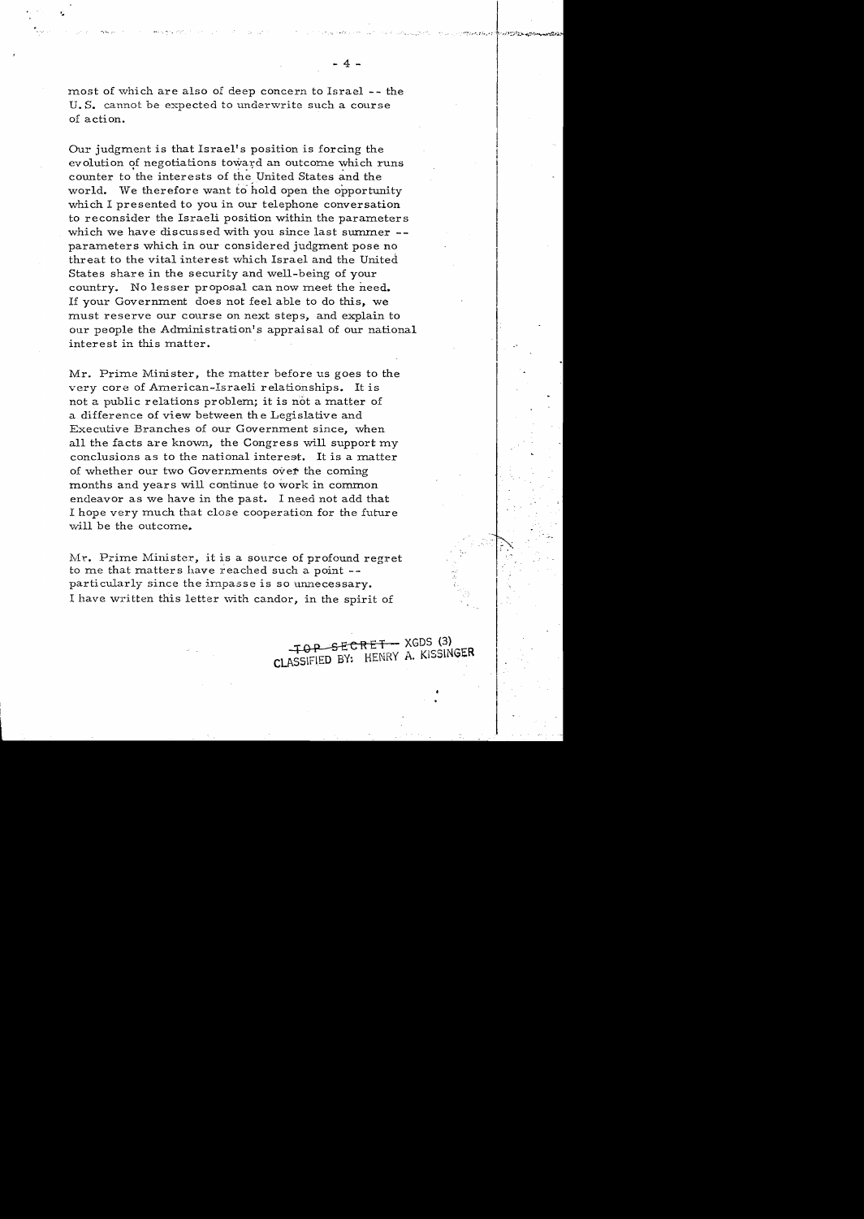most of which are also of deep concern to Israel -- the U.S. cannot be expected to underwrite such a course of action.

Our judgment is that Israel's position is forcing the evolution of negotiations toward an outcome which runs counter to the interests of the United States and the world. We therefore want to hold open the opportunity which I presented to you in our telephone conversation to reconsider the Israeli position within the parameters which we have discussed with you since last summer -- parameters which in our considered judgment pose no threat to the vital interest which Israel and the United States share in the security and well-being of your country. No lesser proposal can now meet the need. If your Government does not feel able to do this, we must reserve our course on next steps, and explain to our people the Administration's appraisal of our national interest in this matter.

Mr. Prime Minister, the matter before us goes to the very core of American-Israeli relationships. It is not a public relations problem; it is not a matter of a difference of view between the Legislative and Executive Branches of our Government since, when all the facts are known, the Congress will support my conclusions as to the national interest. It is a matter of whether our two Governments over the coming months and years will continue to work in common endeavor as we have in the past. I need not add that I hope very much that close cooperation for the future will be the outcome.

Mr. Prime Minister, it is a source of profound regret to me that matters have reached such a point -- particularly since the impasse is so unnecessary. I have written this letter with candor, in the spirit of

~~TOP SECRET~~ -- XGDS (3)
CLASSIFIED BY: HENRY A. KISSINGER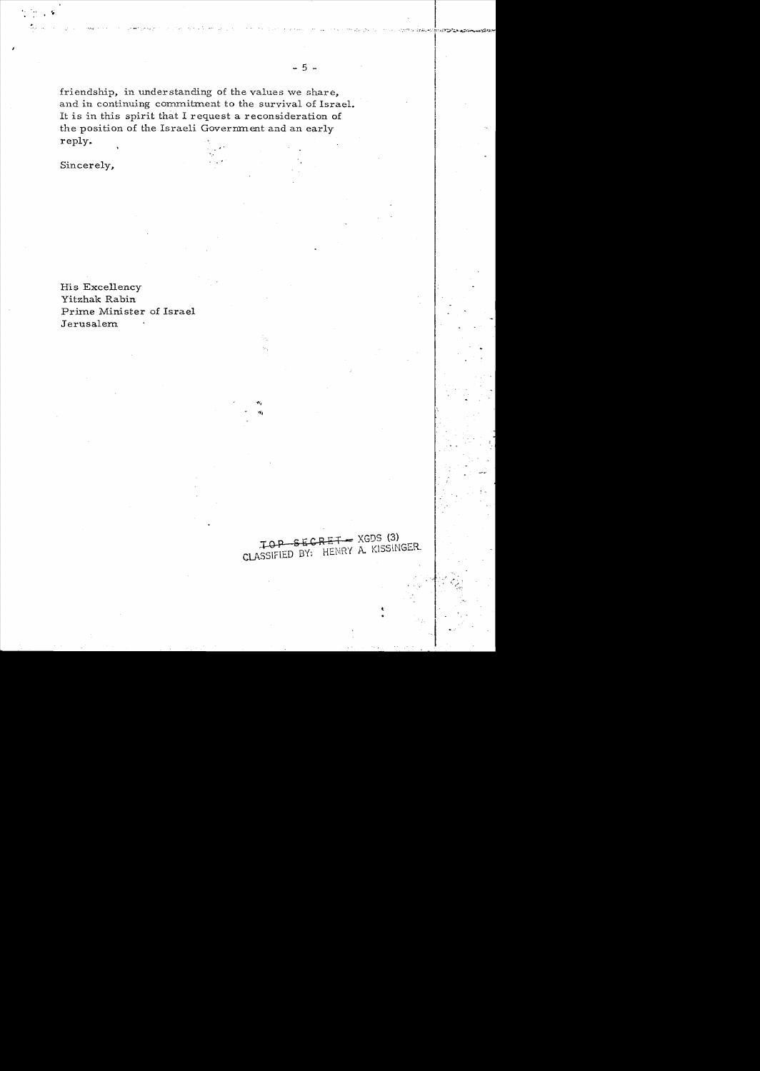friendship, in understanding of the values we share, and in continuing commitment to the survival of Israel. It is in this spirit that I request a reconsideration of the position of the Israeli Government and an early reply.

Sincerely,

His Excellency
Yitzhak Rabin
Prime Minister of Israel
Jerusalem

~~TOP SECRET~~ XGDS (3)
CLASSIFIED BY: HENRY A. KISSINGER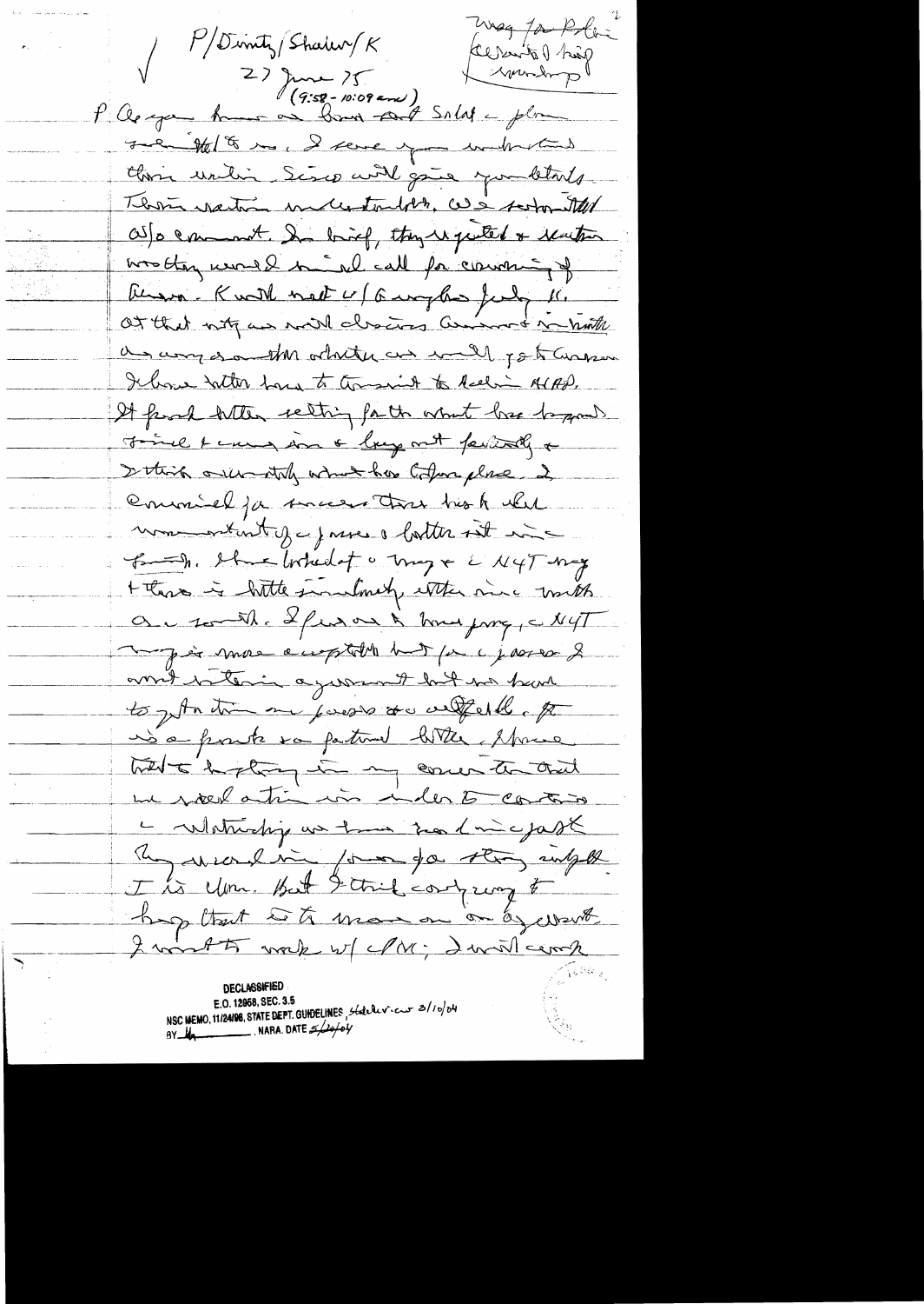P/Dinitz/Shalev/K

27 June 75

(9:58 - 10:09 am)

Msg for Rabin
Kissinger's trip
upcoming

P. As you know an Israeli and Salah a plan

... I sense you understand

their ... Sisco will give you details.

Their reaction ... We ... that

Also comment. In brief, they rejected & ...

... would ... call for ...

... Kissinger meet w/ Gromyko July 11.

At that mtg. ... in ...

... or ... at ... Geneva

I have letter here to transmit to Rabin ASAP.

It ... letter setting forth what has happened

... & ... & ... fairly &

I think ... what ... place. I

... for ... this ... but

... of ... letter ... in

... I ... & ... NYT ...

& there is little ... or ... month

... I ... NYT

... more ... but ... I

... agreement but ... hard

to ... in ... & ... It

is a ... letter. I have

tried to ... in my ... that

we ... in order to continue

... we ... just

... for ... & ...

I ... But I think ... to

... that ... I want to work w/ PM; I will ...

DECLASSIFIED
E.O. 12958, SEC. 3.5
NSC MEMO, 11/24/98, STATE DEPT. GUIDELINES, State Rev. ... 3/10/04
BY ... NARA. DATE 5/10/04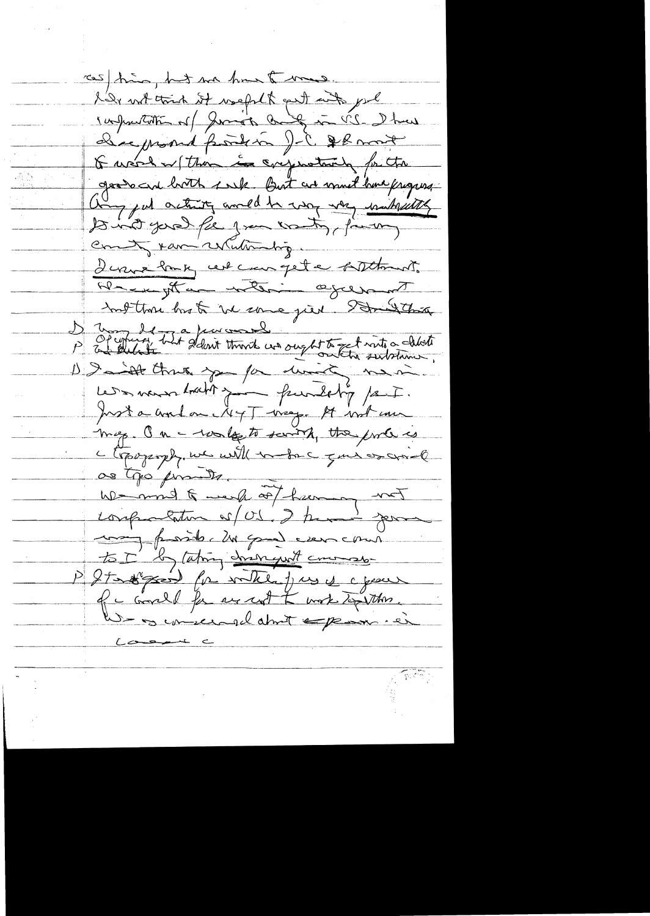cos/ him, but we have to move.

We not think it useful to get into pub[lic]

confrontation w/ Jewish comm[unity] in US. I have

disapproved pressure in J-C. & I want

to work w/ them in cooperation for the

goals we both seek. But we must have progress.

Any pub[lic] activity would be very, very unhelpful.

It is not good for your country, for my

country & our relationship.

I came back [& we] can get a settlement.

We can get an interim agreement

but there has to be some give. I think this

D May I say a few words

P Of course, but I don't think we ought to get into a debate on the substance.

D I want to thank you for inviting me in.

We never doubt your friendship for I.

Just a word on N. T. map. It not one map. On a [?] to scratch, the problem is topography, we will ... as topo points.

We want to work w/ harmony not confrontation w/ US. I have ... many friends. We ... to I by taking dangerous ...

P It's good for world peace & good for us to work together.

We so concerned about ...

Lowe ...